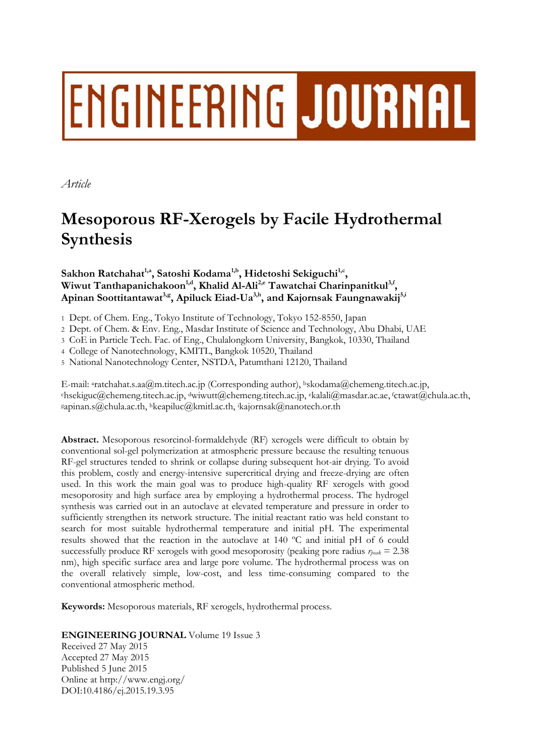ENGINEERING JOURNAL

*Article*

# Mesoporous RF-Xerogels by Facile Hydrothermal Synthesis

**Sakhon Ratchahat[1,a], Satoshi Kodama[1,b], Hidetoshi Sekiguchi[1,c], Wiwut Tanthapanichakoon[1,d], Khalid Al-Ali[2,e] Tawatchai Charinpanitkul[3,f], Apinan Soottitantawat[3,g], Apiluck Eiad-Ua[3,h], and Kajornsak Faungnawakij[5,i]**

1 Dept. of Chem. Eng., Tokyo Institute of Technology, Tokyo 152-8550, Japan
2 Dept. of Chem. & Env. Eng., Masdar Institute of Science and Technology, Abu Dhabi, UAE
3 CoE in Particle Tech. Fac. of Eng., Chulalongkorn University, Bangkok, 10330, Thailand
4 College of Nanotechnology, KMITL, Bangkok 10520, Thailand
5 National Nanotechnology Center, NSTDA, Patumthani 12120, Thailand

E-mail: [a]ratchahat.s.aa@m.titech.ac.jp (Corresponding author), [b]skodama@chemeng.titech.ac.jp, [c]hsekiguc@chemeng.titech.ac.jp, [d]wiwutt@chemeng.titech.ac.jp, [e]kalali@masdar.ac.ae, [f]ctawat@chula.ac.th, [g]apinan.s@chula.ac.th, [h]keapiluc@kmitl.ac.th, [i]kajornsak@nanotech.or.th

**Abstract.** Mesoporous resorcinol-formaldehyde (RF) xerogels were difficult to obtain by conventional sol-gel polymerization at atmospheric pressure because the resulting tenuous RF-gel structures tended to shrink or collapse during subsequent hot-air drying. To avoid this problem, costly and energy-intensive supercritical drying and freeze-drying are often used. In this work the main goal was to produce high-quality RF xerogels with good mesoporosity and high surface area by employing a hydrothermal process. The hydrogel synthesis was carried out in an autoclave at elevated temperature and pressure in order to sufficiently strengthen its network structure. The initial reactant ratio was held constant to search for most suitable hydrothermal temperature and initial pH. The experimental results showed that the reaction in the autoclave at 140 ºC and initial pH of 6 could successfully produce RF xerogels with good mesoporosity (peaking pore radius $r_{peak}$ = 2.38 nm), high specific surface area and large pore volume. The hydrothermal process was on the overall relatively simple, low-cost, and less time-consuming compared to the conventional atmospheric method.

**Keywords:** Mesoporous materials, RF xerogels, hydrothermal process.

**ENGINEERING JOURNAL** Volume 19 Issue 3
Received 27 May 2015
Accepted 27 May 2015
Published 5 June 2015
Online at http://www.engj.org/
DOI:10.4186/ej.2015.19.3.95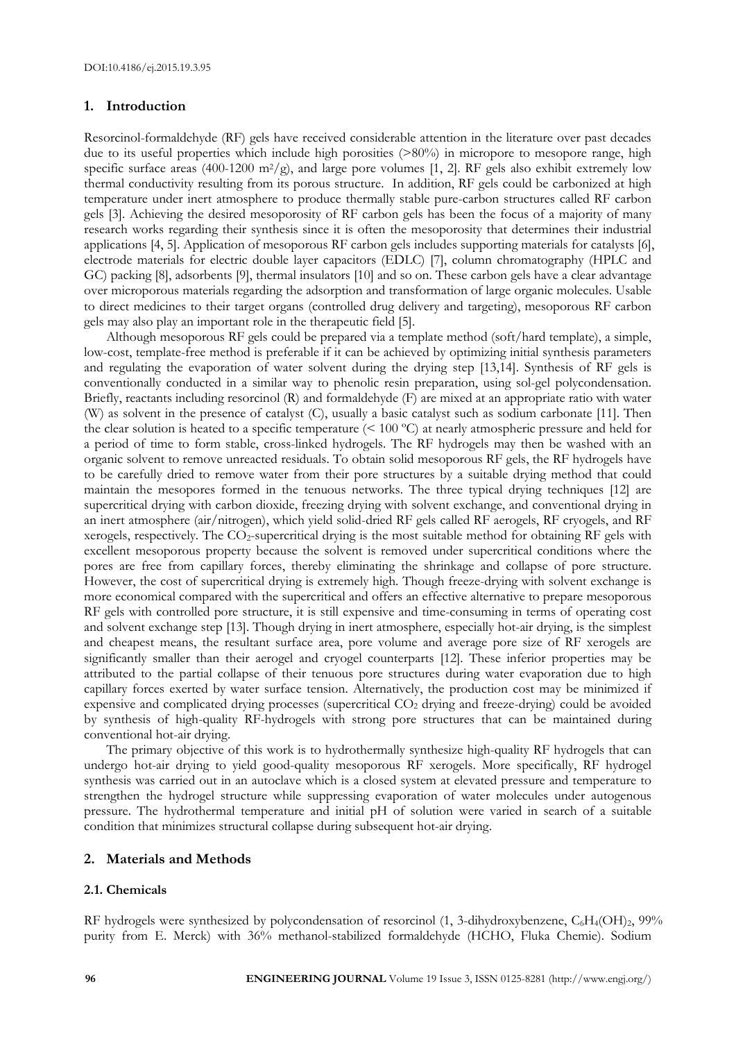## 1. Introduction

Resorcinol-formaldehyde (RF) gels have received considerable attention in the literature over past decades due to its useful properties which include high porosities (>80%) in micropore to mesopore range, high specific surface areas (400-1200 $m^2/g$), and large pore volumes [1, 2]. RF gels also exhibit extremely low thermal conductivity resulting from its porous structure. In addition, RF gels could be carbonized at high temperature under inert atmosphere to produce thermally stable pure-carbon structures called RF carbon gels [3]. Achieving the desired mesoporosity of RF carbon gels has been the focus of a majority of many research works regarding their synthesis since it is often the mesoporosity that determines their industrial applications [4, 5]. Application of mesoporous RF carbon gels includes supporting materials for catalysts [6], electrode materials for electric double layer capacitors (EDLC) [7], column chromatography (HPLC and GC) packing [8], adsorbents [9], thermal insulators [10] and so on. These carbon gels have a clear advantage over microporous materials regarding the adsorption and transformation of large organic molecules. Usable to direct medicines to their target organs (controlled drug delivery and targeting), mesoporous RF carbon gels may also play an important role in the therapeutic field [5].

Although mesoporous RF gels could be prepared via a template method (soft/hard template), a simple, low-cost, template-free method is preferable if it can be achieved by optimizing initial synthesis parameters and regulating the evaporation of water solvent during the drying step [13,14]. Synthesis of RF gels is conventionally conducted in a similar way to phenolic resin preparation, using sol-gel polycondensation. Briefly, reactants including resorcinol (R) and formaldehyde (F) are mixed at an appropriate ratio with water (W) as solvent in the presence of catalyst (C), usually a basic catalyst such as sodium carbonate [11]. Then the clear solution is heated to a specific temperature (< 100 ºC) at nearly atmospheric pressure and held for a period of time to form stable, cross-linked hydrogels. The RF hydrogels may then be washed with an organic solvent to remove unreacted residuals. To obtain solid mesoporous RF gels, the RF hydrogels have to be carefully dried to remove water from their pore structures by a suitable drying method that could maintain the mesopores formed in the tenuous networks. The three typical drying techniques [12] are supercritical drying with carbon dioxide, freezing drying with solvent exchange, and conventional drying in an inert atmosphere (air/nitrogen), which yield solid-dried RF gels called RF aerogels, RF cryogels, and RF xerogels, respectively. The $CO_2$-supercritical drying is the most suitable method for obtaining RF gels with excellent mesoporous property because the solvent is removed under supercritical conditions where the pores are free from capillary forces, thereby eliminating the shrinkage and collapse of pore structure. However, the cost of supercritical drying is extremely high. Though freeze-drying with solvent exchange is more economical compared with the supercritical and offers an effective alternative to prepare mesoporous RF gels with controlled pore structure, it is still expensive and time-consuming in terms of operating cost and solvent exchange step [13]. Though drying in inert atmosphere, especially hot-air drying, is the simplest and cheapest means, the resultant surface area, pore volume and average pore size of RF xerogels are significantly smaller than their aerogel and cryogel counterparts [12]. These inferior properties may be attributed to the partial collapse of their tenuous pore structures during water evaporation due to high capillary forces exerted by water surface tension. Alternatively, the production cost may be minimized if expensive and complicated drying processes (supercritical $CO_2$ drying and freeze-drying) could be avoided by synthesis of high-quality RF-hydrogels with strong pore structures that can be maintained during conventional hot-air drying.

The primary objective of this work is to hydrothermally synthesize high-quality RF hydrogels that can undergo hot-air drying to yield good-quality mesoporous RF xerogels. More specifically, RF hydrogel synthesis was carried out in an autoclave which is a closed system at elevated pressure and temperature to strengthen the hydrogel structure while suppressing evaporation of water molecules under autogenous pressure. The hydrothermal temperature and initial pH of solution were varied in search of a suitable condition that minimizes structural collapse during subsequent hot-air drying.

## 2. Materials and Methods

### 2.1. Chemicals

RF hydrogels were synthesized by polycondensation of resorcinol (1, 3-dihydroxybenzene, $C_6H_4(OH)_2$, 99% purity from E. Merck) with 36% methanol-stabilized formaldehyde (HCHO, Fluka Chemie). Sodium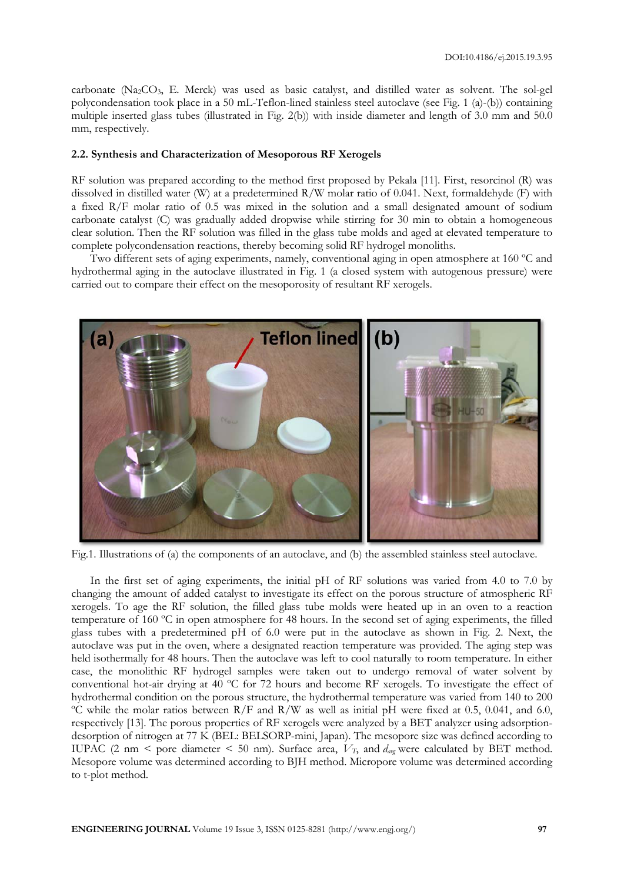carbonate ($Na_2CO_3$, E. Merck) was used as basic catalyst, and distilled water as solvent. The sol-gel polycondensation took place in a 50 mL-Teflon-lined stainless steel autoclave (see Fig. 1 (a)-(b)) containing multiple inserted glass tubes (illustrated in Fig. 2(b)) with inside diameter and length of 3.0 mm and 50.0 mm, respectively.

### 2.2. Synthesis and Characterization of Mesoporous RF Xerogels

RF solution was prepared according to the method first proposed by Pekala [11]. First, resorcinol (R) was dissolved in distilled water (W) at a predetermined R/W molar ratio of 0.041. Next, formaldehyde (F) with a fixed R/F molar ratio of 0.5 was mixed in the solution and a small designated amount of sodium carbonate catalyst (C) was gradually added dropwise while stirring for 30 min to obtain a homogeneous clear solution. Then the RF solution was filled in the glass tube molds and aged at elevated temperature to complete polycondensation reactions, thereby becoming solid RF hydrogel monoliths.

Two different sets of aging experiments, namely, conventional aging in open atmosphere at 160 ºC and hydrothermal aging in the autoclave illustrated in Fig. 1 (a closed system with autogenous pressure) were carried out to compare their effect on the mesoporosity of resultant RF xerogels.

Fig.1. Illustrations of (a) the components of an autoclave, and (b) the assembled stainless steel autoclave.

In the first set of aging experiments, the initial pH of RF solutions was varied from 4.0 to 7.0 by changing the amount of added catalyst to investigate its effect on the porous structure of atmospheric RF xerogels. To age the RF solution, the filled glass tube molds were heated up in an oven to a reaction temperature of 160 ºC in open atmosphere for 48 hours. In the second set of aging experiments, the filled glass tubes with a predetermined pH of 6.0 were put in the autoclave as shown in Fig. 2. Next, the autoclave was put in the oven, where a designated reaction temperature was provided. The aging step was held isothermally for 48 hours. Then the autoclave was left to cool naturally to room temperature. In either case, the monolithic RF hydrogel samples were taken out to undergo removal of water solvent by conventional hot-air drying at 40 ºC for 72 hours and become RF xerogels. To investigate the effect of hydrothermal condition on the porous structure, the hydrothermal temperature was varied from 140 to 200 ºC while the molar ratios between R/F and R/W as well as initial pH were fixed at 0.5, 0.041, and 6.0, respectively [13]. The porous properties of RF xerogels were analyzed by a BET analyzer using adsorption-desorption of nitrogen at 77 K (BEL: BELSORP-mini, Japan). The mesopore size was defined according to IUPAC (2 nm < pore diameter < 50 nm). Surface area, $V_T$, and $d_{avg}$ were calculated by BET method. Mesopore volume was determined according to BJH method. Micropore volume was determined according to t-plot method.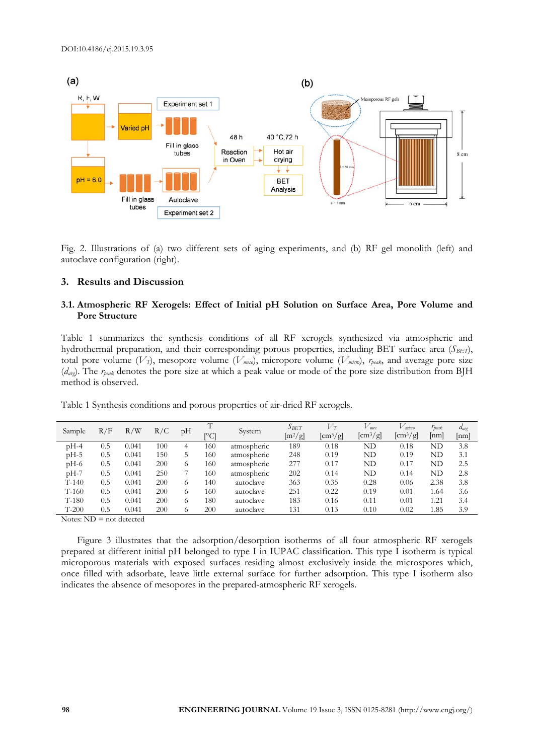Fig. 2. Illustrations of (a) two different sets of aging experiments, and (b) RF gel monolith (left) and autoclave configuration (right).

## 3. Results and Discussion

### 3.1. Atmospheric RF Xerogels: Effect of Initial pH Solution on Surface Area, Pore Volume and Pore Structure

Table 1 summarizes the synthesis conditions of all RF xerogels synthesized via atmospheric and hydrothermal preparation, and their corresponding porous properties, including BET surface area ($S_{BET}$), total pore volume ($V_T$), mesopore volume ($V_{meso}$), micropore volume ($V_{micro}$), $r_{peak}$, and average pore size ($d_{avg}$). The $r_{peak}$ denotes the pore size at which a peak value or mode of the pore size distribution from BJH method is observed.

Table 1 Synthesis conditions and porous properties of air-dried RF xerogels.

| Sample | R/F | R/W | R/C | pH | T [°C] | System | $S_{BET}$ [m²/g] | $V_T$ [cm³/g] | $V_{mes}$ [cm³/g] | $V_{micro}$ [cm³/g] | $r_{peak}$ [nm] | $d_{avg}$ [nm] |
|---|---|---|---|---|---|---|---|---|---|---|---|---|
| pH-4 | 0.5 | 0.041 | 100 | 4 | 160 | atmospheric | 189 | 0.18 | ND | 0.18 | ND | 3.8 |
| pH-5 | 0.5 | 0.041 | 150 | 5 | 160 | atmospheric | 248 | 0.19 | ND | 0.19 | ND | 3.1 |
| pH-6 | 0.5 | 0.041 | 200 | 6 | 160 | atmospheric | 277 | 0.17 | ND | 0.17 | ND | 2.5 |
| pH-7 | 0.5 | 0.041 | 250 | 7 | 160 | atmospheric | 202 | 0.14 | ND | 0.14 | ND | 2.8 |
| T-140 | 0.5 | 0.041 | 200 | 6 | 140 | autoclave | 363 | 0.35 | 0.28 | 0.06 | 2.38 | 3.8 |
| T-160 | 0.5 | 0.041 | 200 | 6 | 160 | autoclave | 251 | 0.22 | 0.19 | 0.01 | 1.64 | 3.6 |
| T-180 | 0.5 | 0.041 | 200 | 6 | 180 | autoclave | 183 | 0.16 | 0.11 | 0.01 | 1.21 | 3.4 |
| T-200 | 0.5 | 0.041 | 200 | 6 | 200 | autoclave | 131 | 0.13 | 0.10 | 0.02 | 1.85 | 3.9 |

Notes: ND = not detected

Figure 3 illustrates that the adsorption/desorption isotherms of all four atmospheric RF xerogels prepared at different initial pH belonged to type I in IUPAC classification. This type I isotherm is typical microporous materials with exposed surfaces residing almost exclusively inside the microspores which, once filled with adsorbate, leave little external surface for further adsorption. This type I isotherm also indicates the absence of mesopores in the prepared-atmospheric RF xerogels.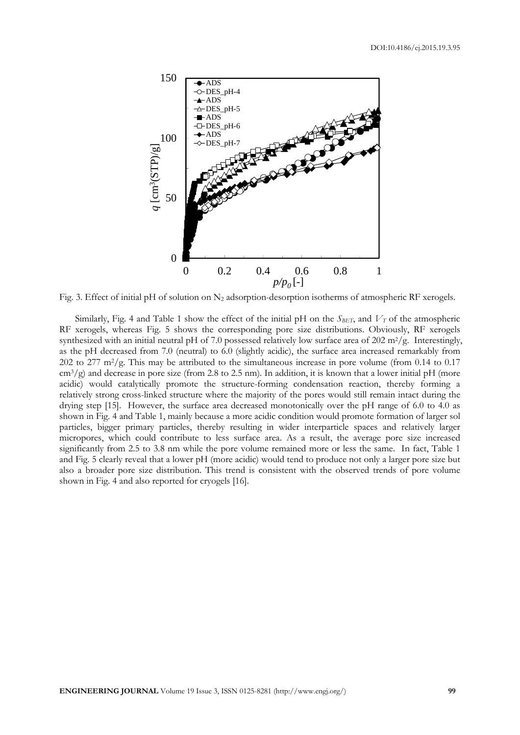Fig. 3. Effect of initial pH of solution on $N_2$ adsorption-desorption isotherms of atmospheric RF xerogels.

Similarly, Fig. 4 and Table 1 show the effect of the initial pH on the $S_{BET}$, and $V_T$ of the atmospheric RF xerogels, whereas Fig. 5 shows the corresponding pore size distributions. Obviously, RF xerogels synthesized with an initial neutral pH of 7.0 possessed relatively low surface area of 202 $m^2/g$. Interestingly, as the pH decreased from 7.0 (neutral) to 6.0 (slightly acidic), the surface area increased remarkably from 202 to 277 $m^2/g$. This may be attributed to the simultaneous increase in pore volume (from 0.14 to 0.17 $cm^3/g$) and decrease in pore size (from 2.8 to 2.5 nm). In addition, it is known that a lower initial pH (more acidic) would catalytically promote the structure-forming condensation reaction, thereby forming a relatively strong cross-linked structure where the majority of the pores would still remain intact during the drying step [15]. However, the surface area decreased monotonically over the pH range of 6.0 to 4.0 as shown in Fig. 4 and Table 1, mainly because a more acidic condition would promote formation of larger sol particles, bigger primary particles, thereby resulting in wider interparticle spaces and relatively larger micropores, which could contribute to less surface area. As a result, the average pore size increased significantly from 2.5 to 3.8 nm while the pore volume remained more or less the same. In fact, Table 1 and Fig. 5 clearly reveal that a lower pH (more acidic) would tend to produce not only a larger pore size but also a broader pore size distribution. This trend is consistent with the observed trends of pore volume shown in Fig. 4 and also reported for cryogels [16].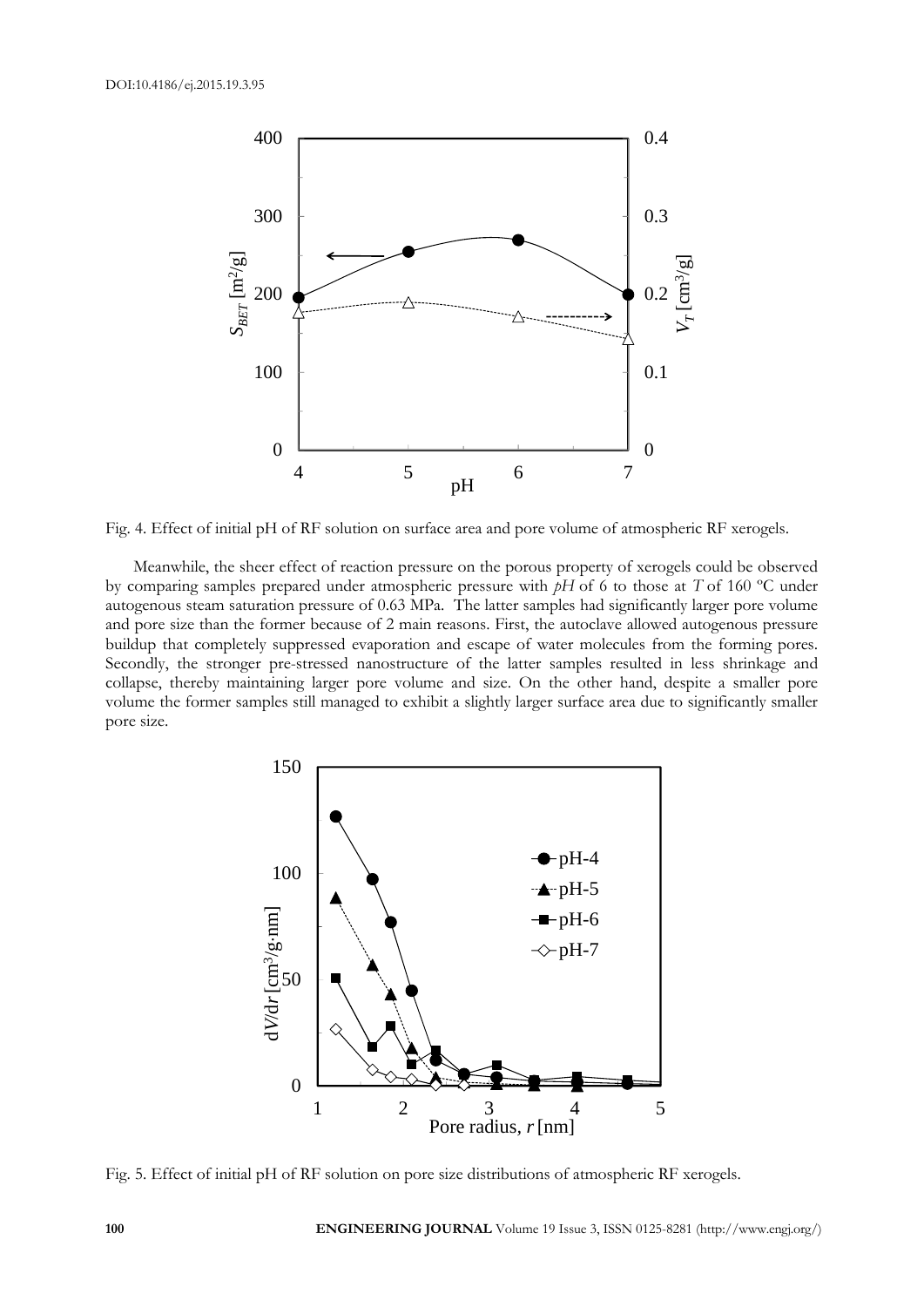Fig. 4. Effect of initial pH of RF solution on surface area and pore volume of atmospheric RF xerogels.

Meanwhile, the sheer effect of reaction pressure on the porous property of xerogels could be observed by comparing samples prepared under atmospheric pressure with *pH* of 6 to those at *T* of 160 ºC under autogenous steam saturation pressure of 0.63 MPa. The latter samples had significantly larger pore volume and pore size than the former because of 2 main reasons. First, the autoclave allowed autogenous pressure buildup that completely suppressed evaporation and escape of water molecules from the forming pores. Secondly, the stronger pre-stressed nanostructure of the latter samples resulted in less shrinkage and collapse, thereby maintaining larger pore volume and size. On the other hand, despite a smaller pore volume the former samples still managed to exhibit a slightly larger surface area due to significantly smaller pore size.

Fig. 5. Effect of initial pH of RF solution on pore size distributions of atmospheric RF xerogels.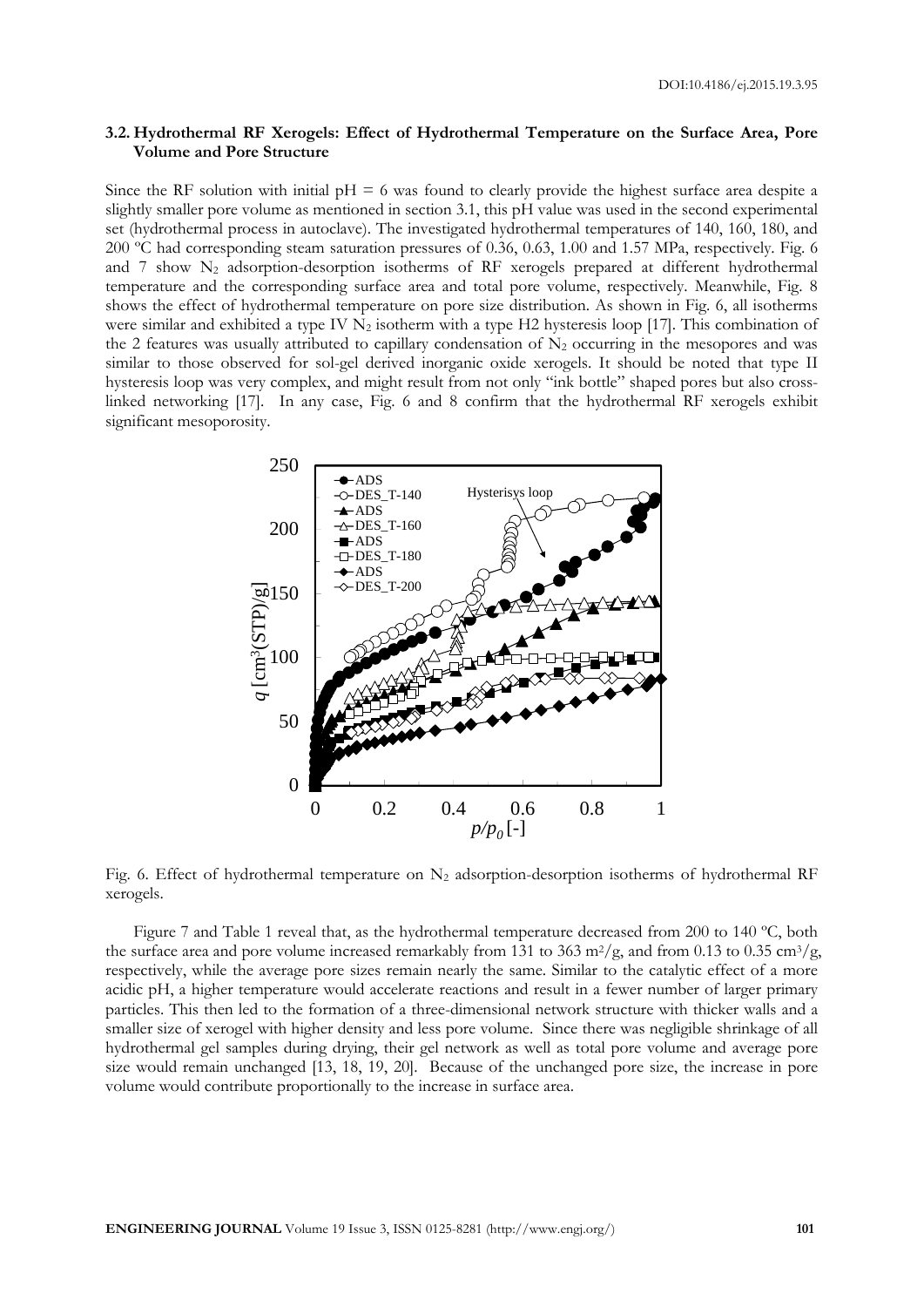### 3.2. Hydrothermal RF Xerogels: Effect of Hydrothermal Temperature on the Surface Area, Pore Volume and Pore Structure

Since the RF solution with initial pH = 6 was found to clearly provide the highest surface area despite a slightly smaller pore volume as mentioned in section 3.1, this pH value was used in the second experimental set (hydrothermal process in autoclave). The investigated hydrothermal temperatures of 140, 160, 180, and 200 ºC had corresponding steam saturation pressures of 0.36, 0.63, 1.00 and 1.57 MPa, respectively. Fig. 6 and 7 show $N_2$ adsorption-desorption isotherms of RF xerogels prepared at different hydrothermal temperature and the corresponding surface area and total pore volume, respectively. Meanwhile, Fig. 8 shows the effect of hydrothermal temperature on pore size distribution. As shown in Fig. 6, all isotherms were similar and exhibited a type IV $N_2$ isotherm with a type H2 hysteresis loop [17]. This combination of the 2 features was usually attributed to capillary condensation of $N_2$ occurring in the mesopores and was similar to those observed for sol-gel derived inorganic oxide xerogels. It should be noted that type II hysteresis loop was very complex, and might result from not only "ink bottle" shaped pores but also cross-linked networking [17]. In any case, Fig. 6 and 8 confirm that the hydrothermal RF xerogels exhibit significant mesoporosity.

Fig. 6. Effect of hydrothermal temperature on $N_2$ adsorption-desorption isotherms of hydrothermal RF xerogels.

Figure 7 and Table 1 reveal that, as the hydrothermal temperature decreased from 200 to 140 ºC, both the surface area and pore volume increased remarkably from 131 to 363 $m^2/g$, and from 0.13 to 0.35 $cm^3/g$, respectively, while the average pore sizes remain nearly the same. Similar to the catalytic effect of a more acidic pH, a higher temperature would accelerate reactions and result in a fewer number of larger primary particles. This then led to the formation of a three-dimensional network structure with thicker walls and a smaller size of xerogel with higher density and less pore volume. Since there was negligible shrinkage of all hydrothermal gel samples during drying, their gel network as well as total pore volume and average pore size would remain unchanged [13, 18, 19, 20]. Because of the unchanged pore size, the increase in pore volume would contribute proportionally to the increase in surface area.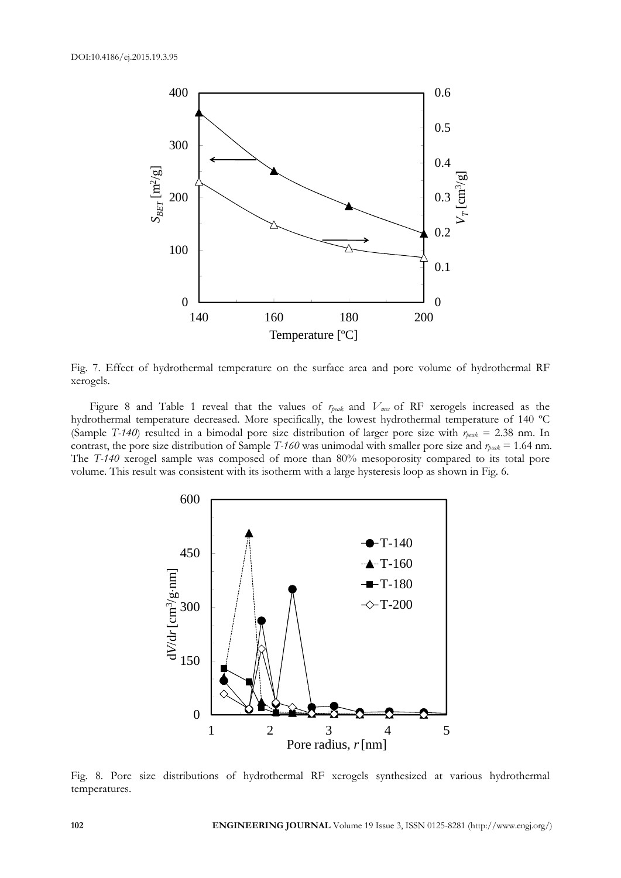Fig. 7. Effect of hydrothermal temperature on the surface area and pore volume of hydrothermal RF xerogels.

Figure 8 and Table 1 reveal that the values of $r_{peak}$ and $V_{mes}$ of RF xerogels increased as the hydrothermal temperature decreased. More specifically, the lowest hydrothermal temperature of 140 ºC (Sample *T-140*) resulted in a bimodal pore size distribution of larger pore size with $r_{peak}$ = 2.38 nm. In contrast, the pore size distribution of Sample *T-160* was unimodal with smaller pore size and $r_{peak}$ = 1.64 nm. The *T-140* xerogel sample was composed of more than 80% mesoporosity compared to its total pore volume. This result was consistent with its isotherm with a large hysteresis loop as shown in Fig. 6.

Fig. 8. Pore size distributions of hydrothermal RF xerogels synthesized at various hydrothermal temperatures.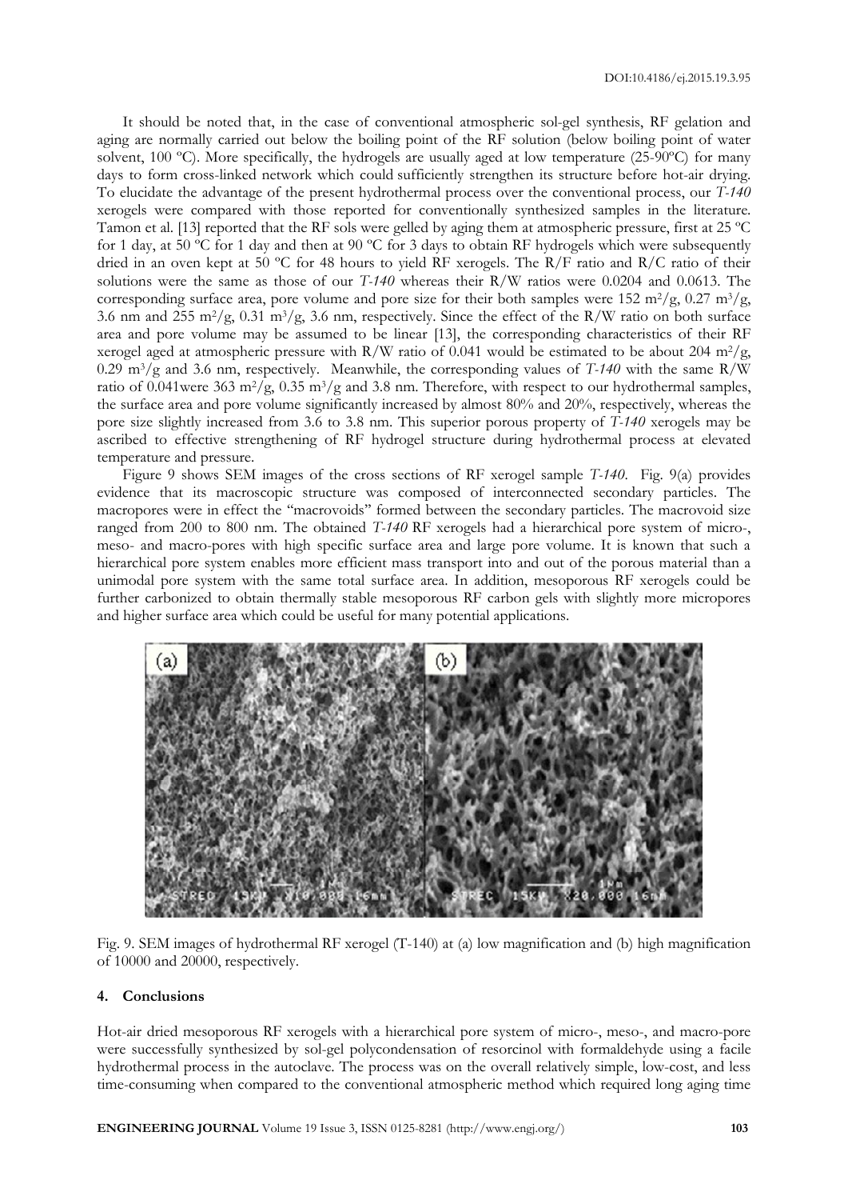It should be noted that, in the case of conventional atmospheric sol-gel synthesis, RF gelation and aging are normally carried out below the boiling point of the RF solution (below boiling point of water solvent, 100 ºC). More specifically, the hydrogels are usually aged at low temperature (25-90ºC) for many days to form cross-linked network which could sufficiently strengthen its structure before hot-air drying. To elucidate the advantage of the present hydrothermal process over the conventional process, our *T-140* xerogels were compared with those reported for conventionally synthesized samples in the literature. Tamon et al. [13] reported that the RF sols were gelled by aging them at atmospheric pressure, first at 25 ºC for 1 day, at 50 ºC for 1 day and then at 90 ºC for 3 days to obtain RF hydrogels which were subsequently dried in an oven kept at 50 ºC for 48 hours to yield RF xerogels. The R/F ratio and R/C ratio of their solutions were the same as those of our *T-140* whereas their R/W ratios were 0.0204 and 0.0613. The corresponding surface area, pore volume and pore size for their both samples were 152 $m^2/g$, 0.27 $m^3/g$, 3.6 nm and 255 $m^2/g$, 0.31 $m^3/g$, 3.6 nm, respectively. Since the effect of the R/W ratio on both surface area and pore volume may be assumed to be linear [13], the corresponding characteristics of their RF xerogel aged at atmospheric pressure with R/W ratio of 0.041 would be estimated to be about 204 $m^2/g$, 0.29 $m^3/g$ and 3.6 nm, respectively. Meanwhile, the corresponding values of *T-140* with the same R/W ratio of 0.041were 363 $m^2/g$, 0.35 $m^3/g$ and 3.8 nm. Therefore, with respect to our hydrothermal samples, the surface area and pore volume significantly increased by almost 80% and 20%, respectively, whereas the pore size slightly increased from 3.6 to 3.8 nm. This superior porous property of *T-140* xerogels may be ascribed to effective strengthening of RF hydrogel structure during hydrothermal process at elevated temperature and pressure.

Figure 9 shows SEM images of the cross sections of RF xerogel sample *T-140*. Fig. 9(a) provides evidence that its macroscopic structure was composed of interconnected secondary particles. The macropores were in effect the "macrovoids" formed between the secondary particles. The macrovoid size ranged from 200 to 800 nm. The obtained *T-140* RF xerogels had a hierarchical pore system of micro-, meso- and macro-pores with high specific surface area and large pore volume. It is known that such a hierarchical pore system enables more efficient mass transport into and out of the porous material than a unimodal pore system with the same total surface area. In addition, mesoporous RF xerogels could be further carbonized to obtain thermally stable mesoporous RF carbon gels with slightly more micropores and higher surface area which could be useful for many potential applications.

Fig. 9. SEM images of hydrothermal RF xerogel (T-140) at (a) low magnification and (b) high magnification of 10000 and 20000, respectively.

## 4. Conclusions

Hot-air dried mesoporous RF xerogels with a hierarchical pore system of micro-, meso-, and macro-pore were successfully synthesized by sol-gel polycondensation of resorcinol with formaldehyde using a facile hydrothermal process in the autoclave. The process was on the overall relatively simple, low-cost, and less time-consuming when compared to the conventional atmospheric method which required long aging time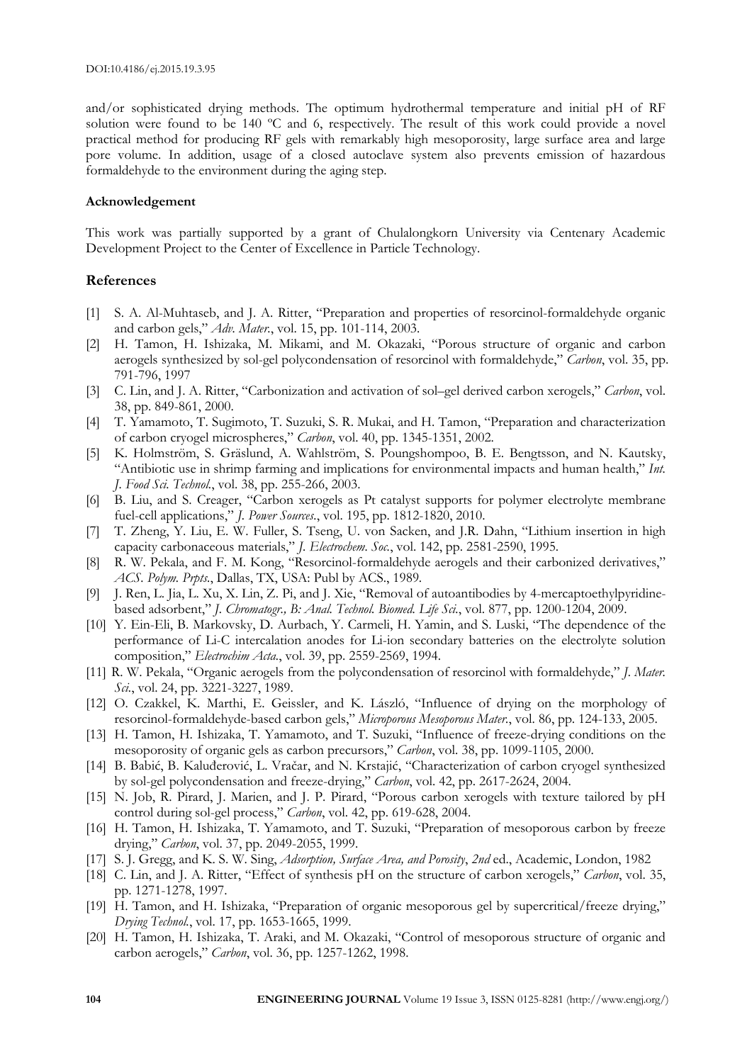and/or sophisticated drying methods. The optimum hydrothermal temperature and initial pH of RF solution were found to be 140 ºC and 6, respectively. The result of this work could provide a novel practical method for producing RF gels with remarkably high mesoporosity, large surface area and large pore volume. In addition, usage of a closed autoclave system also prevents emission of hazardous formaldehyde to the environment during the aging step.

**Acknowledgement**

This work was partially supported by a grant of Chulalongkorn University via Centenary Academic Development Project to the Center of Excellence in Particle Technology.

## References

[1] S. A. Al-Muhtaseb, and J. A. Ritter, "Preparation and properties of resorcinol-formaldehyde organic and carbon gels," *Adv. Mater.*, vol. 15, pp. 101-114, 2003.

[2] H. Tamon, H. Ishizaka, M. Mikami, and M. Okazaki, "Porous structure of organic and carbon aerogels synthesized by sol-gel polycondensation of resorcinol with formaldehyde," *Carbon*, vol. 35, pp. 791-796, 1997

[3] C. Lin, and J. A. Ritter, "Carbonization and activation of sol–gel derived carbon xerogels," *Carbon*, vol. 38, pp. 849-861, 2000.

[4] T. Yamamoto, T. Sugimoto, T. Suzuki, S. R. Mukai, and H. Tamon, "Preparation and characterization of carbon cryogel microspheres," *Carbon*, vol. 40, pp. 1345-1351, 2002.

[5] K. Holmström, S. Gräslund, A. Wahlström, S. Poungshompoo, B. E. Bengtsson, and N. Kautsky, "Antibiotic use in shrimp farming and implications for environmental impacts and human health," *Int. J. Food Sci. Technol.*, vol. 38, pp. 255-266, 2003.

[6] B. Liu, and S. Creager, "Carbon xerogels as Pt catalyst supports for polymer electrolyte membrane fuel-cell applications," *J. Power Sources.*, vol. 195, pp. 1812-1820, 2010.

[7] T. Zheng, Y. Liu, E. W. Fuller, S. Tseng, U. von Sacken, and J.R. Dahn, "Lithium insertion in high capacity carbonaceous materials," *J. Electrochem. Soc.*, vol. 142, pp. 2581-2590, 1995.

[8] R. W. Pekala, and F. M. Kong, "Resorcinol-formaldehyde aerogels and their carbonized derivatives," *ACS. Polym. Prpts.*, Dallas, TX, USA: Publ by ACS., 1989.

[9] J. Ren, L. Jia, L. Xu, X. Lin, Z. Pi, and J. Xie, "Removal of autoantibodies by 4-mercaptoethylpyridine-based adsorbent," *J. Chromatogr., B: Anal. Technol. Biomed. Life Sci.*, vol. 877, pp. 1200-1204, 2009.

[10] Y. Ein-Eli, B. Markovsky, D. Aurbach, Y. Carmeli, H. Yamin, and S. Luski, "The dependence of the performance of Li-C intercalation anodes for Li-ion secondary batteries on the electrolyte solution composition," *Electrochim Acta.*, vol. 39, pp. 2559-2569, 1994.

[11] R. W. Pekala, "Organic aerogels from the polycondensation of resorcinol with formaldehyde," *J. Mater. Sci.*, vol. 24, pp. 3221-3227, 1989.

[12] O. Czakkel, K. Marthi, E. Geissler, and K. László, "Influence of drying on the morphology of resorcinol-formaldehyde-based carbon gels," *Microporous Mesoporous Mater.*, vol. 86, pp. 124-133, 2005.

[13] H. Tamon, H. Ishizaka, T. Yamamoto, and T. Suzuki, "Influence of freeze-drying conditions on the mesoporosity of organic gels as carbon precursors," *Carbon*, vol. 38, pp. 1099-1105, 2000.

[14] B. Babić, B. Kaluđerović, L. Vračar, and N. Krstajić, "Characterization of carbon cryogel synthesized by sol-gel polycondensation and freeze-drying," *Carbon*, vol. 42, pp. 2617-2624, 2004.

[15] N. Job, R. Pirard, J. Marien, and J. P. Pirard, "Porous carbon xerogels with texture tailored by pH control during sol-gel process," *Carbon*, vol. 42, pp. 619-628, 2004.

[16] H. Tamon, H. Ishizaka, T. Yamamoto, and T. Suzuki, "Preparation of mesoporous carbon by freeze drying," *Carbon*, vol. 37, pp. 2049-2055, 1999.

[17] S. J. Gregg, and K. S. W. Sing, *Adsorption, Surface Area, and Porosity*, *2nd* ed., Academic, London, 1982

[18] C. Lin, and J. A. Ritter, "Effect of synthesis pH on the structure of carbon xerogels," *Carbon*, vol. 35, pp. 1271-1278, 1997.

[19] H. Tamon, and H. Ishizaka, "Preparation of organic mesoporous gel by supercritical/freeze drying," *Drying Technol.*, vol. 17, pp. 1653-1665, 1999.

[20] H. Tamon, H. Ishizaka, T. Araki, and M. Okazaki, "Control of mesoporous structure of organic and carbon aerogels," *Carbon*, vol. 36, pp. 1257-1262, 1998.